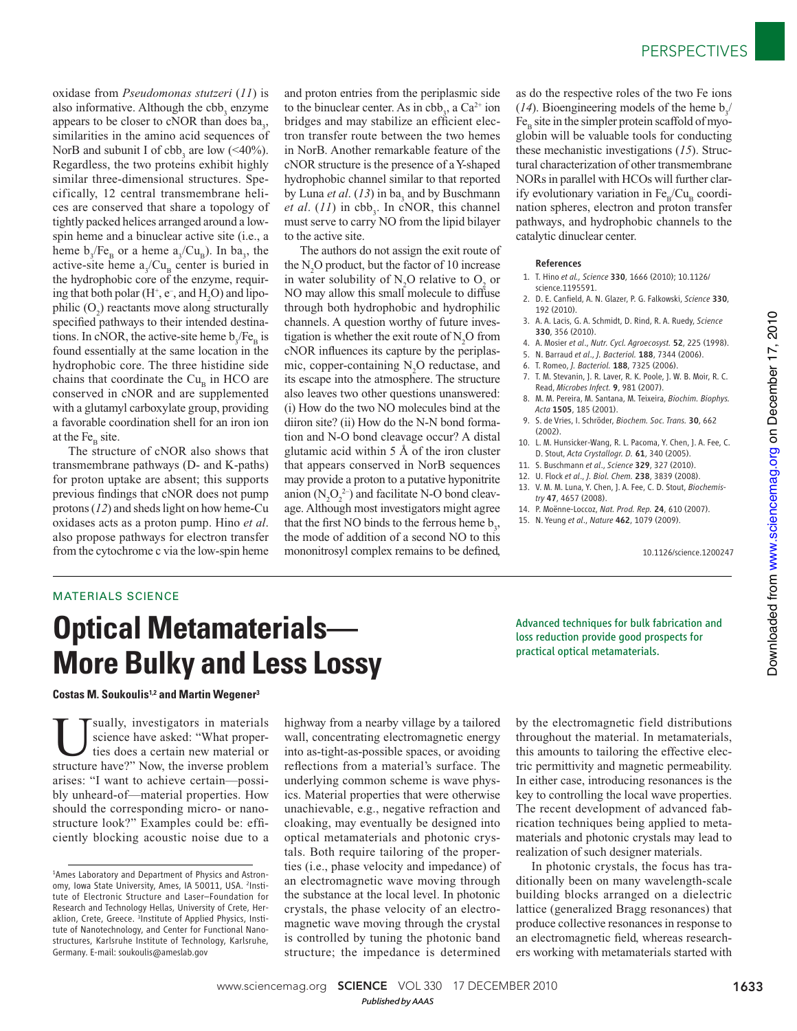oxidase from *Pseudomonas stutzeri* (*11*) is also informative. Although the $cbb_3$ enzyme appears to be closer to cNOR than does $ba_3$, similarities in the amino acid sequences of NorB and subunit I of $cbb_3$ are low (<40%). Regardless, the two proteins exhibit highly similar three-dimensional structures. Specifically, 12 central transmembrane helices are conserved that share a topology of tightly packed helices arranged around a low-spin heme and a binuclear active site (i.e., a heme $b_3/Fe_B$ or a heme $a_3/Cu_B$). In $ba_3$, the active-site heme $a_3/Cu_B$ center is buried in the hydrophobic core of the enzyme, requiring that both polar ($H^+$, $e^-$, and $H_2O$) and lipophilic ($O_2$) reactants move along structurally specified pathways to their intended destinations. In cNOR, the active-site heme $b_3/Fe_B$ is found essentially at the same location in the hydrophobic core. The three histidine side chains that coordinate the $Cu_B$ in HCO are conserved in cNOR and are supplemented with a glutamyl carboxylate group, providing a favorable coordination shell for an iron ion at the $Fe_B$ site.

The structure of cNOR also shows that transmembrane pathways (D- and K-paths) for proton uptake are absent; this supports previous findings that cNOR does not pump protons (*12*) and sheds light on how heme-Cu oxidases acts as a proton pump. Hino *et al*. also propose pathways for electron transfer from the cytochrome c via the low-spin heme and proton entries from the periplasmic side to the binuclear center. As in $cbb_3$, a $Ca^{2+}$ ion bridges and may stabilize an efficient electron transfer route between the two hemes in NorB. Another remarkable feature of the cNOR structure is the presence of a Y-shaped hydrophobic channel similar to that reported by Luna *et al*. (*13*) in $ba_3$ and by Buschmann *et al*. (*11*) in $cbb_3$. In cNOR, this channel must serve to carry NO from the lipid bilayer to the active site.

The authors do not assign the exit route of the $N_2O$ product, but the factor of 10 increase in water solubility of $N_2O$ relative to $O_2$ or NO may allow this small molecule to diffuse through both hydrophobic and hydrophilic channels. A question worthy of future investigation is whether the exit route of $N_2O$ from cNOR influences its capture by the periplasmic, copper-containing $N_2O$ reductase, and its escape into the atmosphere. The structure also leaves two other questions unanswered: (i) How do the two NO molecules bind at the diiron site? (ii) How do the N-N bond formation and N-O bond cleavage occur? A distal glutamic acid within 5 Å of the iron cluster that appears conserved in NorB sequences may provide a proton to a putative hyponitrite anion ($N_2O_2^{2-}$) and facilitate N-O bond cleavage. Although most investigators might agree that the first NO binds to the ferrous heme $b_3$, the mode of addition of a second NO to this mononitrosyl complex remains to be defined, as do the respective roles of the two Fe ions (*14*). Bioengineering models of the heme $b_3/Fe_B$ site in the simpler protein scaffold of myoglobin will be valuable tools for conducting these mechanistic investigations (*15*). Structural characterization of other transmembrane NORs in parallel with HCOs will further clarify evolutionary variation in $Fe_B/Cu_B$ coordination spheres, electron and proton transfer pathways, and hydrophobic channels to the catalytic dinuclear center.

### References

1. T. Hino *et al., Science* **330**, 1666 (2010); 10.1126/science.1195591.
2. D. E. Canfield, A. N. Glazer, P. G. Falkowski, *Science* **330**, 192 (2010).
3. A. A. Lacis, G. A. Schmidt, D. Rind, R. A. Ruedy, *Science* **330**, 356 (2010).
4. A. Mosier *et al*., *Nutr. Cycl. Agroecosyst.* **52**, 225 (1998).
5. N. Barraud *et al*., *J. Bacteriol.* **188**, 7344 (2006).
6. T. Romeo, *J. Bacteriol.* **188**, 7325 (2006).
7. T. M. Stevanin, J. R. Laver, R. K. Poole, J. W. B. Moir, R. C. Read, *Microbes Infect.* **9**, 981 (2007).
8. M. M. Pereira, M. Santana, M. Teixeira, *Biochim. Biophys. Acta* **1505**, 185 (2001).
9. S. de Vries, I. Schröder, *Biochem. Soc. Trans.* **30**, 662 (2002).
10. L. M. Hunsicker-Wang, R. L. Pacoma, Y. Chen, J. A. Fee, C. D. Stout, *Acta Crystallogr. D.* **61**, 340 (2005).
11. S. Buschmann *et al*., *Science* **329**, 327 (2010).
12. U. Flock *et al*., *J. Biol. Chem.* **238**, 3839 (2008).
13. V. M. M. Luna, Y. Chen, J. A. Fee, C. D. Stout, *Biochemistry* **47**, 4657 (2008).
14. P. Moënne-Loccoz, *Nat. Prod. Rep.* **24**, 610 (2007).
15. N. Yeung *et al*., *Nature* **462**, 1079 (2009).

10.1126/science.1200247

MATERIALS SCIENCE

# Optical Metamaterials—More Bulky and Less Lossy

Advanced techniques for bulk fabrication and loss reduction provide good prospects for practical optical metamaterials.

**Costas M. Soukoulis[1,2] and Martin Wegener[3]**

Usually, investigators in materials science have asked: "What properties does a certain new material or structure have?" Now, the inverse problem arises: "I want to achieve certain—possibly unheard-of—material properties. How should the corresponding micro- or nanostructure look?" Examples could be: efficiently blocking acoustic noise due to a highway from a nearby village by a tailored wall, concentrating electromagnetic energy into as-tight-as-possible spaces, or avoiding reflections from a material's surface. The underlying common scheme is wave physics. Material properties that were otherwise unachievable, e.g., negative refraction and cloaking, may eventually be designed into optical metamaterials and photonic crystals. Both require tailoring of the properties (i.e., phase velocity and impedance) of an electromagnetic wave moving through the substance at the local level. In photonic crystals, the phase velocity of an electromagnetic wave moving through the crystal is controlled by tuning the photonic band structure; the impedance is determined by the electromagnetic field distributions throughout the material. In metamaterials, this amounts to tailoring the effective electric permittivity and magnetic permeability. In either case, introducing resonances is the key to controlling the local wave properties. The recent development of advanced fabrication techniques being applied to metamaterials and photonic crystals may lead to realization of such designer materials.

In photonic crystals, the focus has traditionally been on many wavelength-scale building blocks arranged on a dielectric lattice (generalized Bragg resonances) that produce collective resonances in response to an electromagnetic field, whereas researchers working with metamaterials started with

[1]Ames Laboratory and Department of Physics and Astronomy, Iowa State University, Ames, IA 50011, USA. [2]Institute of Electronic Structure and Laser–Foundation for Research and Technology Hellas, University of Crete, Heraklion, Crete, Greece. [3]Institute of Applied Physics, Institute of Nanotechnology, and Center for Functional Nanostructures, Karlsruhe Institute of Technology, Karlsruhe, Germany. E-mail: soukoulis@ameslab.gov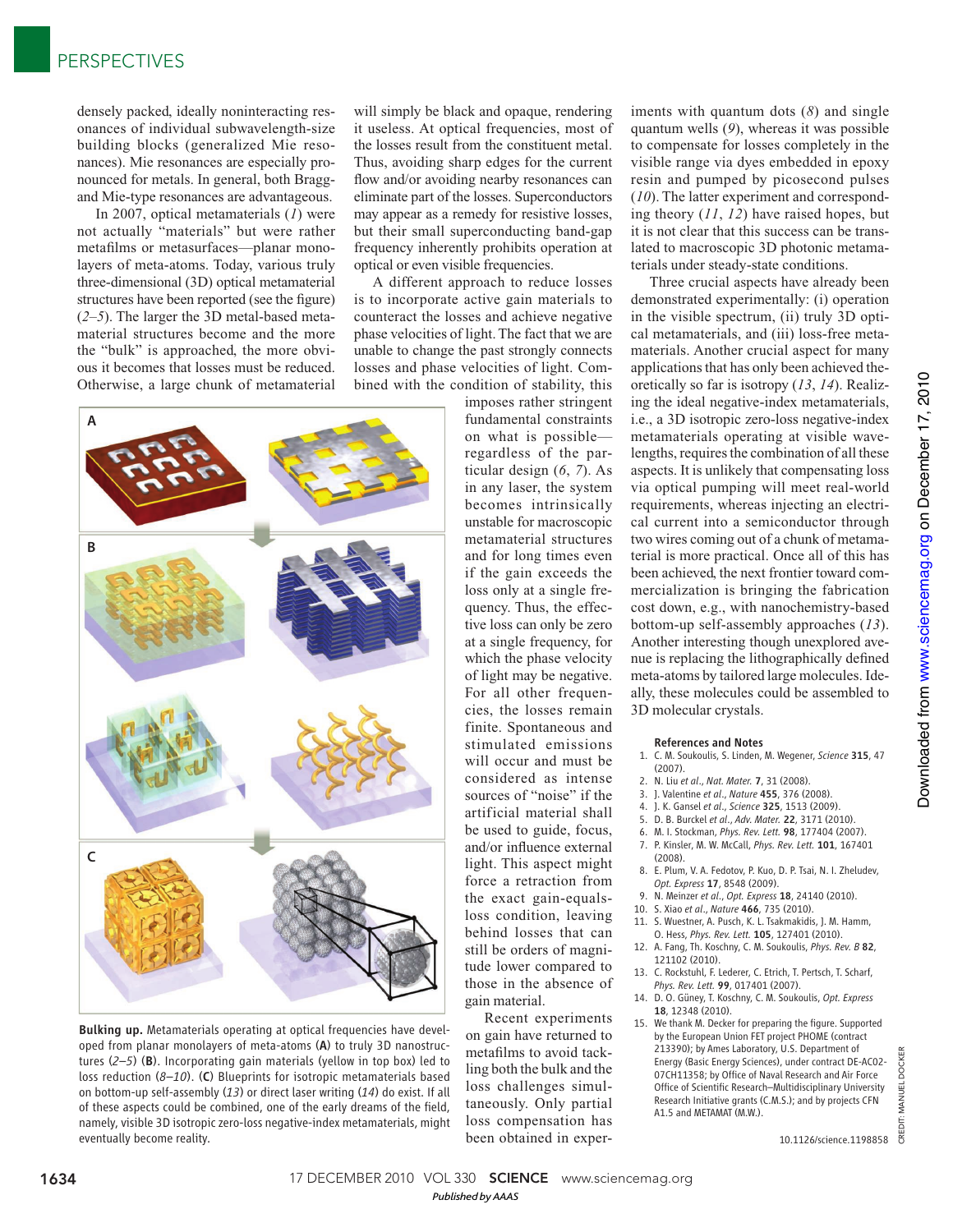densely packed, ideally noninteracting resonances of individual subwavelength-size building blocks (generalized Mie resonances). Mie resonances are especially pronounced for metals. In general, both Bragg- and Mie-type resonances are advantageous.

In 2007, optical metamaterials (*1*) were not actually "materials" but were rather metafilms or metasurfaces—planar monolayers of meta-atoms. Today, various truly three-dimensional (3D) optical metamaterial structures have been reported (see the figure) (*2*–*5*). The larger the 3D metal-based metamaterial structures become and the more the "bulk" is approached, the more obvious it becomes that losses must be reduced. Otherwise, a large chunk of metamaterial will simply be black and opaque, rendering it useless. At optical frequencies, most of the losses result from the constituent metal. Thus, avoiding sharp edges for the current flow and/or avoiding nearby resonances can eliminate part of the losses. Superconductors may appear as a remedy for resistive losses, but their small superconducting band-gap frequency inherently prohibits operation at optical or even visible frequencies.

A different approach to reduce losses is to incorporate active gain materials to counteract the losses and achieve negative phase velocities of light. The fact that we are unable to change the past strongly connects losses and phase velocities of light. Combined with the condition of stability, this imposes rather stringent fundamental constraints on what is possible—regardless of the particular design (*6*, *7*). As in any laser, the system becomes intrinsically unstable for macroscopic metamaterial structures and for long times even if the gain exceeds the loss only at a single frequency. Thus, the effective loss can only be zero at a single frequency, for which the phase velocity of light may be negative. For all other frequencies, the losses remain finite. Spontaneous and stimulated emissions will occur and must be considered as intense sources of "noise" if the artificial material shall be used to guide, focus, and/or influence external light. This aspect might force a retraction from the exact gain-equals-loss condition, leaving behind losses that can still be orders of magnitude lower compared to those in the absence of gain material.

Recent experiments on gain have returned to metafilms to avoid tackling both the bulk and the loss challenges simultaneously. Only partial loss compensation has been obtained in experiments with quantum dots (*8*) and single quantum wells (*9*), whereas it was possible to compensate for losses completely in the visible range via dyes embedded in epoxy resin and pumped by picosecond pulses (*10*). The latter experiment and corresponding theory (*11*, *12*) have raised hopes, but it is not clear that this success can be translated to macroscopic 3D photonic metamaterials under steady-state conditions.

Three crucial aspects have already been demonstrated experimentally: (i) operation in the visible spectrum, (ii) truly 3D optical metamaterials, and (iii) loss-free metamaterials. Another crucial aspect for many applications that has only been achieved theoretically so far is isotropy (*13*, *14*). Realizing the ideal negative-index metamaterials, i.e., a 3D isotropic zero-loss negative-index metamaterials operating at visible wavelengths, requires the combination of all these aspects. It is unlikely that compensating loss via optical pumping will meet real-world requirements, whereas injecting an electrical current into a semiconductor through two wires coming out of a chunk of metamaterial is more practical. Once all of this has been achieved, the next frontier toward commercialization is bringing the fabrication cost down, e.g., with nanochemistry-based bottom-up self-assembly approaches (*13*). Another interesting though unexplored avenue is replacing the lithographically defined meta-atoms by tailored large molecules. Ideally, these molecules could be assembled to 3D molecular crystals.

A

B

C

**Bulking up.** Metamaterials operating at optical frequencies have developed from planar monolayers of meta-atoms (**A**) to truly 3D nanostructures (*2*–*5*) (**B**). Incorporating gain materials (yellow in top box) led to loss reduction (*8*–*10*). (**C**) Blueprints for isotropic metamaterials based on bottom-up self-assembly (*13*) or direct laser writing (*14*) do exist. If all of these aspects could be combined, one of the early dreams of the field, namely, visible 3D isotropic zero-loss negative-index metamaterials, might eventually become reality.

#### References and Notes

1. C. M. Soukoulis, S. Linden, M. Wegener, *Science* **315**, 47 (2007).
2. N. Liu *et al.*, *Nat. Mater.* **7**, 31 (2008).
3. J. Valentine *et al.*, *Nature* **455**, 376 (2008).
4. J. K. Gansel *et al.*, *Science* **325**, 1513 (2009).
5. D. B. Burckel *et al.*, *Adv. Mater.* **22**, 3171 (2010).
6. M. I. Stockman, *Phys. Rev. Lett.* **98**, 177404 (2007).
7. P. Kinsler, M. W. McCall, *Phys. Rev. Lett.* **101**, 167401 (2008).
8. E. Plum, V. A. Fedotov, P. Kuo, D. P. Tsai, N. I. Zheludev, *Opt. Express* **17**, 8548 (2009).
9. N. Meinzer *et al.*, *Opt. Express* **18**, 24140 (2010).
10. S. Xiao *et al.*, *Nature* **466**, 735 (2010).
11. S. Wuestner, A. Pusch, K. L. Tsakmakidis, J. M. Hamm, O. Hess, *Phys. Rev. Lett.* **105**, 127401 (2010).
12. A. Fang, Th. Koschny, C. M. Soukoulis, *Phys. Rev. B* **82**, 121102 (2010).
13. C. Rockstuhl, F. Lederer, C. Etrich, T. Pertsch, T. Scharf, *Phys. Rev. Lett.* **99**, 017401 (2007).
14. D. O. Güney, T. Koschny, C. M. Soukoulis, *Opt. Express* **18**, 12348 (2010).
15. We thank M. Decker for preparing the figure. Supported by the European Union FET project PHOME (contract 213390); by Ames Laboratory, U.S. Department of Energy (Basic Energy Sciences), under contract DE-AC02-07CH11358; by Office of Naval Research and Air Force Office of Scientific Research–Multidisciplinary University Research Initiative grants (C.M.S.); and by projects CFN A1.5 and METAMAT (M.W.).

10.1126/science.1198858